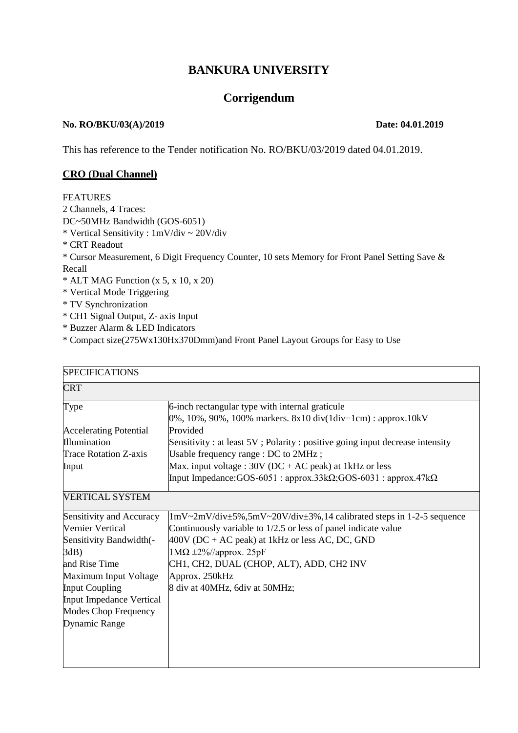# BANKURA UNIVERSITY

## Corrigendum

**No. RO/BKU/03(A)/2019** **Date: 04.01.2019**

This has reference to the Tender notification No. RO/BKU/03/2019 dated 04.01.2019.

**CRO (Dual Channel)**

FEATURES

2 Channels, 4 Traces:
DC~50MHz Bandwidth (GOS-6051)
* Vertical Sensitivity : 1mV/div ~ 20V/div
* CRT Readout
* Cursor Measurement, 6 Digit Frequency Counter, 10 sets Memory for Front Panel Setting Save & Recall
* ALT MAG Function (x 5, x 10, x 20)
* Vertical Mode Triggering
* TV Synchronization
* CH1 Signal Output, Z- axis Input
* Buzzer Alarm & LED Indicators
* Compact size(275Wx130Hx370Dmm)and Front Panel Layout Groups for Easy to Use

| SPECIFICATIONS | |
|---|---|
| CRT | |
| Type<br><br>Accelerating Potential<br>Illumination<br>Trace Rotation Z-axis<br>Input | 6-inch rectangular type with internal graticule<br>0%, 10%, 90%, 100% markers. 8x10 div(1div=1cm) : approx.10kV<br>Provided<br>Sensitivity : at least 5V ; Polarity : positive going input decrease intensity<br>Usable frequency range : DC to 2MHz ;<br>Max. input voltage : 30V (DC + AC peak) at 1kHz or less<br>Input Impedance:GOS-6051 : approx.33kΩ;GOS-6031 : approx.47kΩ |
| VERTICAL SYSTEM | |
| Sensitivity and Accuracy<br>Vernier Vertical<br>Sensitivity Bandwidth(-3dB)<br>and Rise Time<br>Maximum Input Voltage<br>Input Coupling<br>Input Impedance Vertical<br>Modes Chop Frequency<br>Dynamic Range | 1mV~2mV/div±5%,5mV~20V/div±3%,14 calibrated steps in 1-2-5 sequence<br>Continuously variable to 1/2.5 or less of panel indicate value<br>400V (DC + AC peak) at 1kHz or less AC, DC, GND<br>1MΩ ±2%//approx. 25pF<br>CH1, CH2, DUAL (CHOP, ALT), ADD, CH2 INV<br>Approx. 250kHz<br>8 div at 40MHz, 6div at 50MHz; |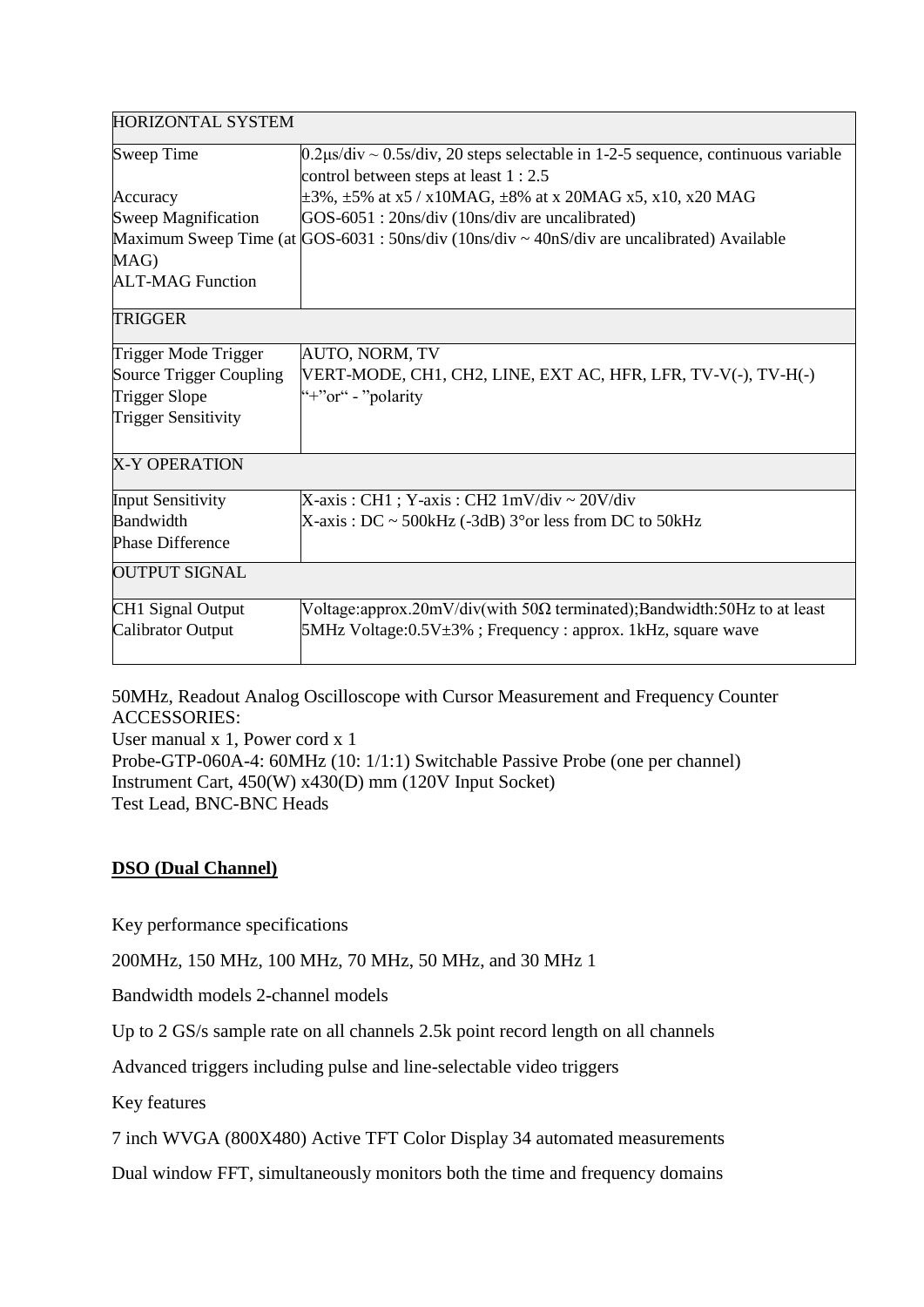| HORIZONTAL SYSTEM | |
|---|---|
| Sweep Time<br><br>Accuracy<br>Sweep Magnification<br>Maximum Sweep Time (at MAG)<br>ALT-MAG Function | 0.2μs/div ~ 0.5s/div, 20 steps selectable in 1-2-5 sequence, continuous variable control between steps at least 1 : 2.5<br>±3%, ±5% at x5 / x10MAG, ±8% at x 20MAG x5, x10, x20 MAG<br>GOS-6051 : 20ns/div (10ns/div are uncalibrated)<br>GOS-6031 : 50ns/div (10ns/div ~ 40nS/div are uncalibrated) Available |
| TRIGGER | |
| Trigger Mode Trigger<br>Source Trigger Coupling<br>Trigger Slope<br>Trigger Sensitivity | AUTO, NORM, TV<br>VERT-MODE, CH1, CH2, LINE, EXT AC, HFR, LFR, TV-V(-), TV-H(-)<br>"+"or" - "polarity |
| X-Y OPERATION | |
| Input Sensitivity<br>Bandwidth<br>Phase Difference | X-axis : CH1 ; Y-axis : CH2 1mV/div ~ 20V/div<br>X-axis : DC ~ 500kHz (-3dB) 3°or less from DC to 50kHz |
| OUTPUT SIGNAL | |
| CH1 Signal Output<br>Calibrator Output | Voltage:approx.20mV/div(with 50Ω terminated);Bandwidth:50Hz to at least 5MHz Voltage:0.5V±3% ; Frequency : approx. 1kHz, square wave |

50MHz, Readout Analog Oscilloscope with Cursor Measurement and Frequency Counter
ACCESSORIES:
User manual x 1, Power cord x 1
Probe-GTP-060A-4: 60MHz (10: 1/1:1) Switchable Passive Probe (one per channel)
Instrument Cart, 450(W) x430(D) mm (120V Input Socket)
Test Lead, BNC-BNC Heads

**DSO (Dual Channel)**

Key performance specifications

200MHz, 150 MHz, 100 MHz, 70 MHz, 50 MHz, and 30 MHz 1

Bandwidth models 2-channel models

Up to 2 GS/s sample rate on all channels 2.5k point record length on all channels

Advanced triggers including pulse and line-selectable video triggers

Key features

7 inch WVGA (800X480) Active TFT Color Display 34 automated measurements

Dual window FFT, simultaneously monitors both the time and frequency domains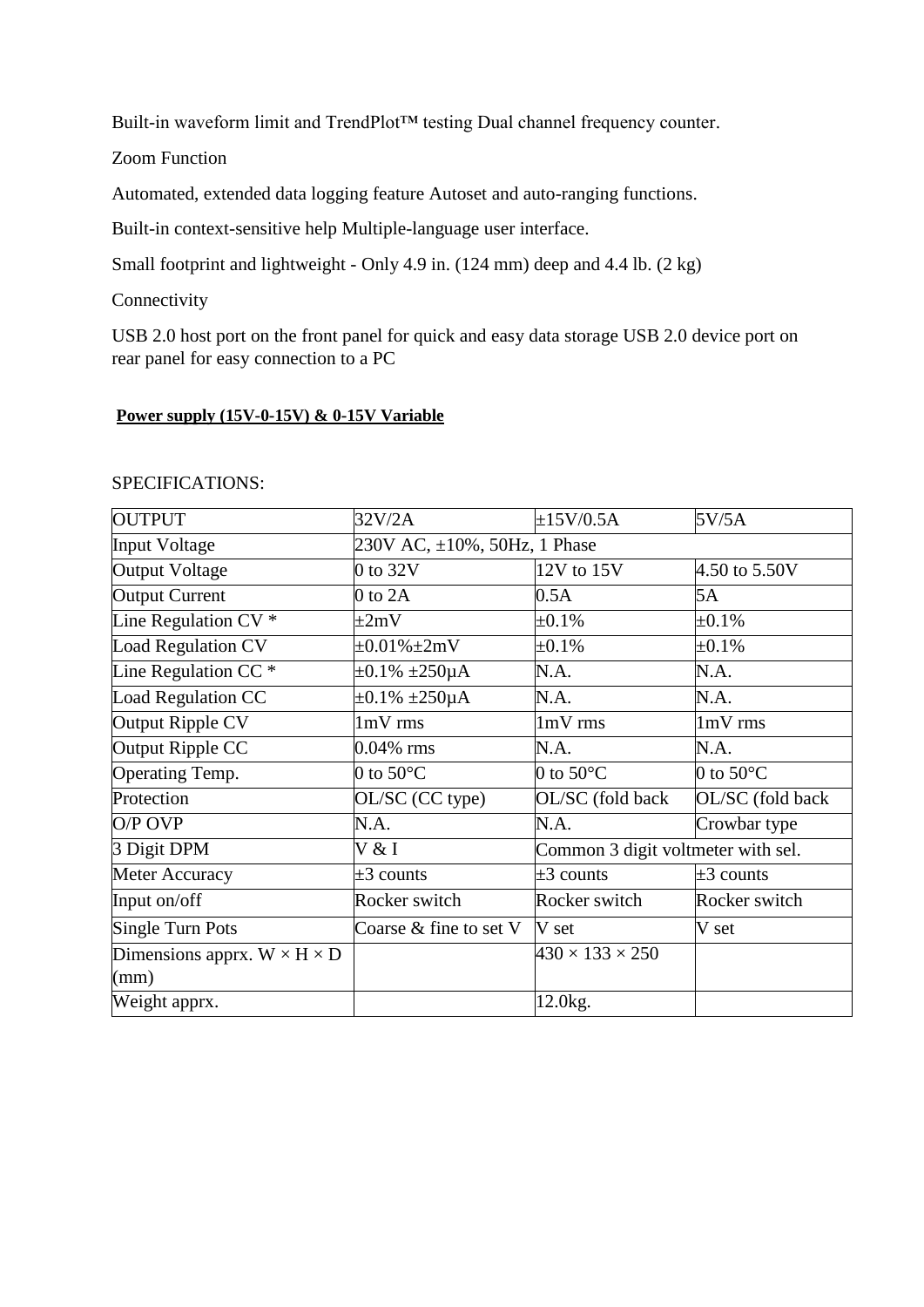Built-in waveform limit and TrendPlot™ testing Dual channel frequency counter.

Zoom Function

Automated, extended data logging feature Autoset and auto-ranging functions.

Built-in context-sensitive help Multiple-language user interface.

Small footprint and lightweight - Only 4.9 in. (124 mm) deep and 4.4 lb. (2 kg)

Connectivity

USB 2.0 host port on the front panel for quick and easy data storage USB 2.0 device port on rear panel for easy connection to a PC

**Power supply (15V-0-15V) & 0-15V Variable**

SPECIFICATIONS:

| OUTPUT | 32V/2A | ±15V/0.5A | 5V/5A |
|---|---|---|---|
| Input Voltage | 230V AC, ±10%, 50Hz, 1 Phase | | |
| Output Voltage | 0 to 32V | 12V to 15V | 4.50 to 5.50V |
| Output Current | 0 to 2A | 0.5A | 5A |
| Line Regulation CV * | ±2mV | ±0.1% | ±0.1% |
| Load Regulation CV | ±0.01%±2mV | ±0.1% | ±0.1% |
| Line Regulation CC * | ±0.1% ±250μA | N.A. | N.A. |
| Load Regulation CC | ±0.1% ±250μA | N.A. | N.A. |
| Output Ripple CV | 1mV rms | 1mV rms | 1mV rms |
| Output Ripple CC | 0.04% rms | N.A. | N.A. |
| Operating Temp. | 0 to 50°C | 0 to 50°C | 0 to 50°C |
| Protection | OL/SC (CC type) | OL/SC (fold back | OL/SC (fold back |
| O/P OVP | N.A. | N.A. | Crowbar type |
| 3 Digit DPM | V & I | Common 3 digit voltmeter with sel. | |
| Meter Accuracy | ±3 counts | ±3 counts | ±3 counts |
| Input on/off | Rocker switch | Rocker switch | Rocker switch |
| Single Turn Pots | Coarse & fine to set V | V set | V set |
| Dimensions apprx. W × H × D (mm) | | 430 × 133 × 250 | |
| Weight apprx. | | 12.0kg. | |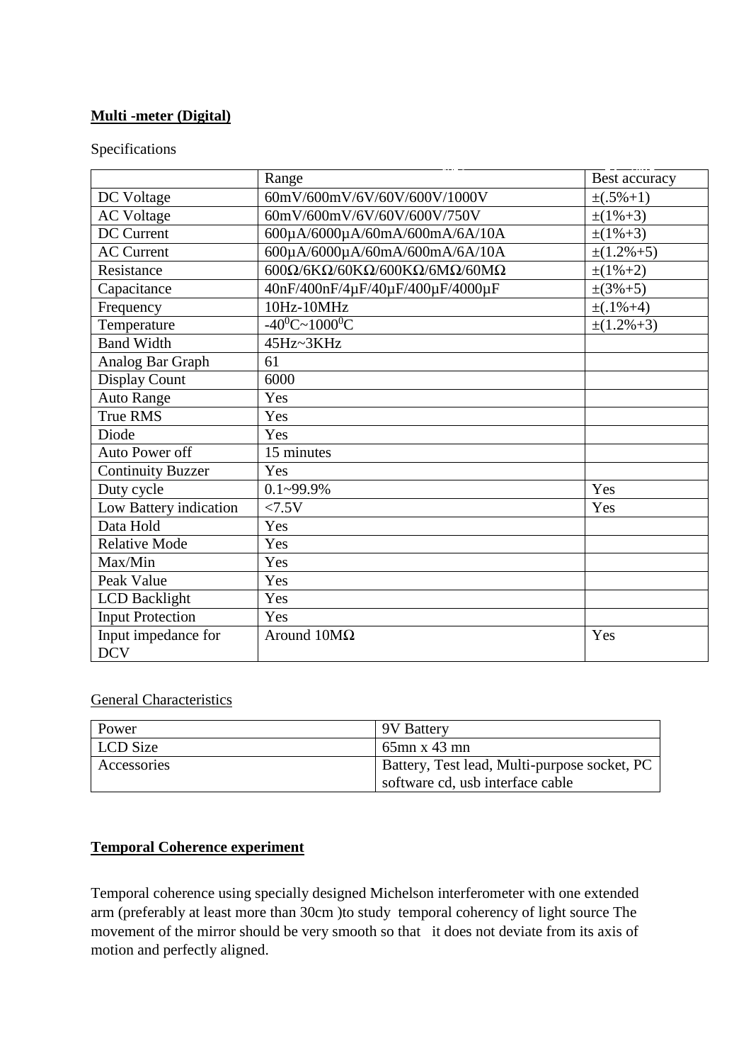**Multi -meter (Digital)**

Specifications

| | Range | Best accuracy |
|---|---|---|
| DC Voltage | 60mV/600mV/6V/60V/600V/1000V | ±(.5%+1) |
| AC Voltage | 60mV/600mV/6V/60V/600V/750V | ±(1%+3) |
| DC Current | 600µA/6000µA/60mA/600mA/6A/10A | ±(1%+3) |
| AC Current | 600µA/6000µA/60mA/600mA/6A/10A | ±(1.2%+5) |
| Resistance | 600Ω/6KΩ/60KΩ/600KΩ/6MΩ/60MΩ | ±(1%+2) |
| Capacitance | 40nF/400nF/4µF/40µF/400µF/4000µF | ±(3%+5) |
| Frequency | 10Hz-10MHz | ±(.1%+4) |
| Temperature | $-40^0C \sim 1000^0C$ | ±(1.2%+3) |
| Band Width | 45Hz~3KHz | |
| Analog Bar Graph | 61 | |
| Display Count | 6000 | |
| Auto Range | Yes | |
| True RMS | Yes | |
| Diode | Yes | |
| Auto Power off | 15 minutes | |
| Continuity Buzzer | Yes | |
| Duty cycle | 0.1~99.9% | Yes |
| Low Battery indication | <7.5V | Yes |
| Data Hold | Yes | |
| Relative Mode | Yes | |
| Max/Min | Yes | |
| Peak Value | Yes | |
| LCD Backlight | Yes | |
| Input Protection | Yes | |
| Input impedance for DCV | Around 10MΩ | Yes |

General Characteristics

| Power | 9V Battery |
|---|---|
| LCD Size | 65mn x 43 mn |
| Accessories | Battery, Test lead, Multi-purpose socket, PC software cd, usb interface cable |

**Temporal Coherence experiment**

Temporal coherence using specially designed Michelson interferometer with one extended arm (preferably at least more than 30cm )to study temporal coherency of light source The movement of the mirror should be very smooth so that it does not deviate from its axis of motion and perfectly aligned.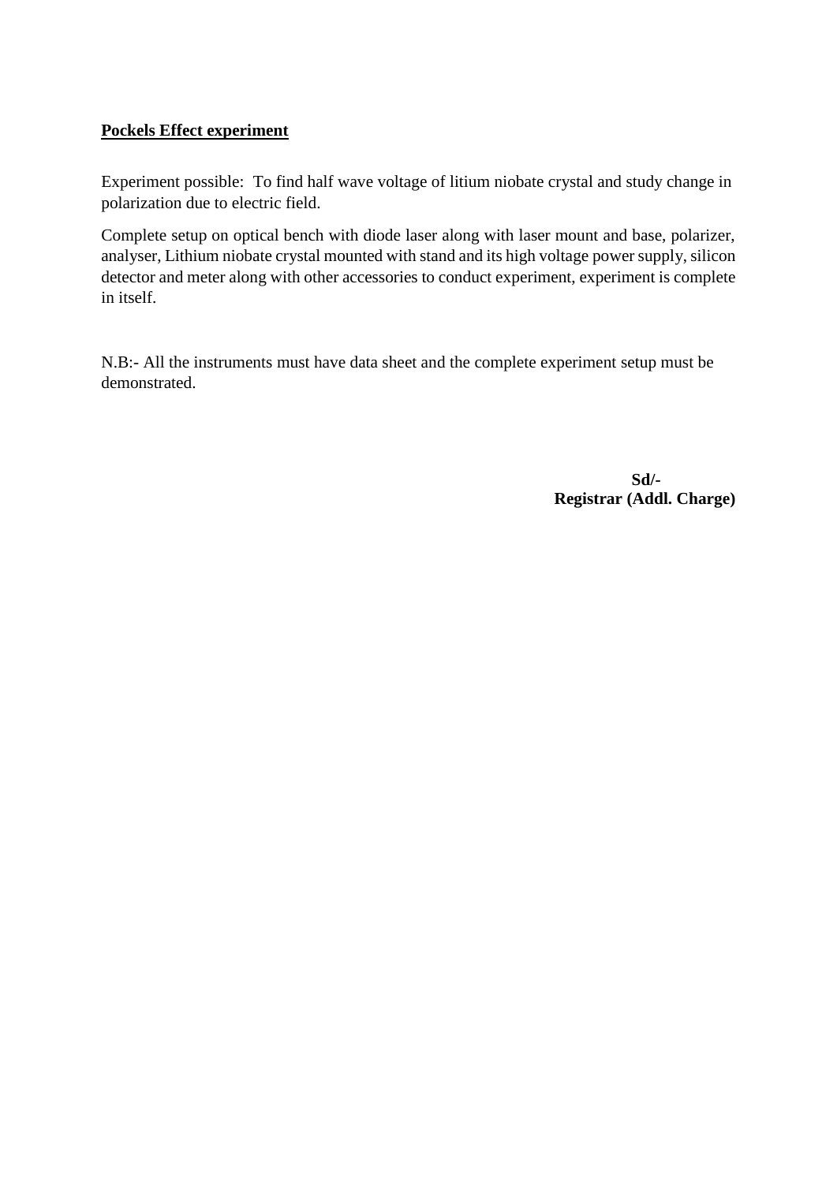**<u>Pockels Effect experiment</u>**

Experiment possible: To find half wave voltage of litium niobate crystal and study change in polarization due to electric field.

Complete setup on optical bench with diode laser along with laser mount and base, polarizer, analyser, Lithium niobate crystal mounted with stand and its high voltage power supply, silicon detector and meter along with other accessories to conduct experiment, experiment is complete in itself.

N.B:- All the instruments must have data sheet and the complete experiment setup must be demonstrated.

**Sd/-**
**Registrar (Addl. Charge)**